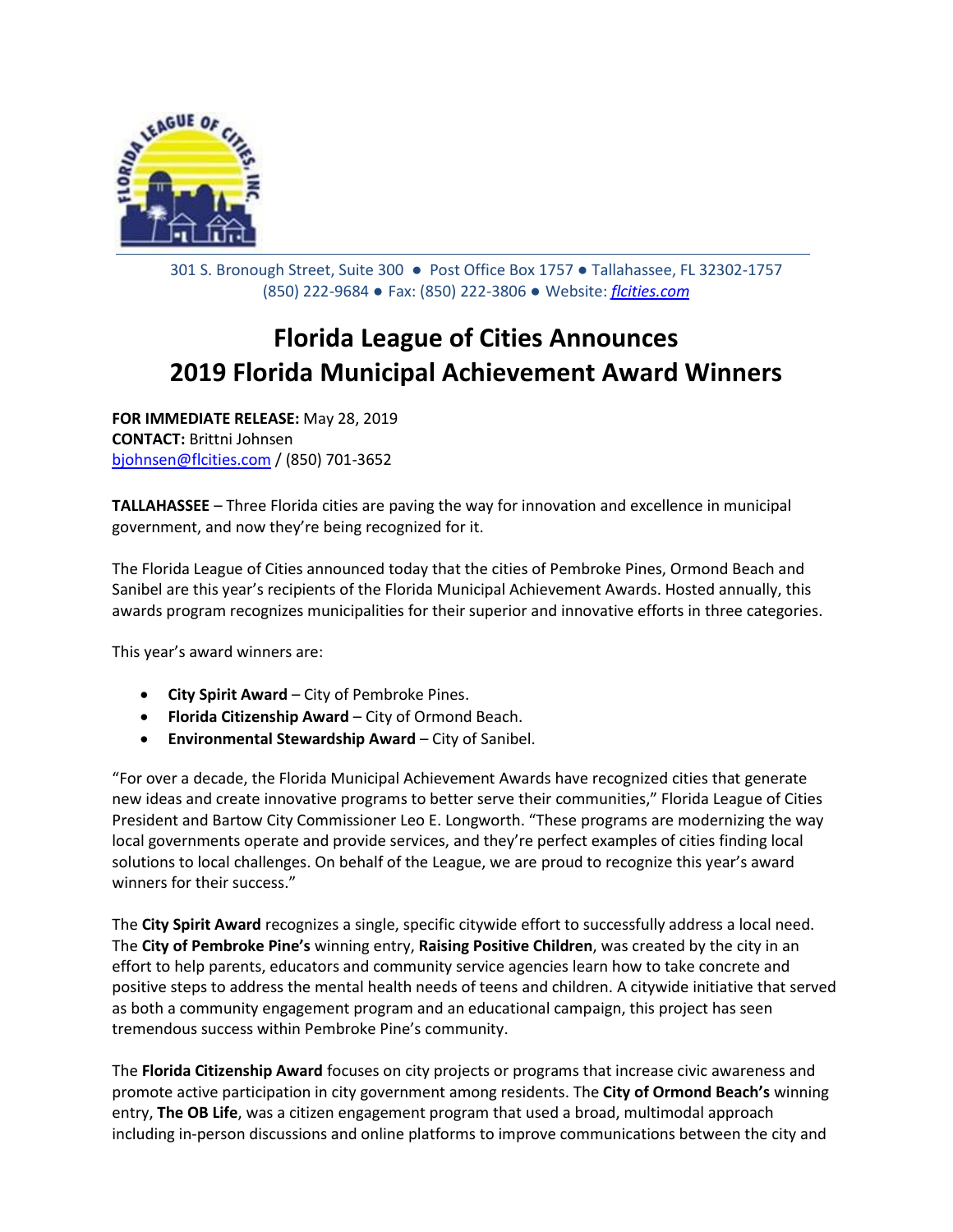301 S. Bronough Street, Suite 300 ● Post Office Box 1757 ● Tallahassee, FL 32302-1757
(850) 222-9684 ● Fax: (850) 222-3806 ● Website: *flcities.com*

# Florida League of Cities Announces 2019 Florida Municipal Achievement Award Winners

**FOR IMMEDIATE RELEASE:** May 28, 2019
**CONTACT:** Brittni Johnsen
bjohnsen@flcities.com / (850) 701-3652

**TALLAHASSEE** – Three Florida cities are paving the way for innovation and excellence in municipal government, and now they're being recognized for it.

The Florida League of Cities announced today that the cities of Pembroke Pines, Ormond Beach and Sanibel are this year's recipients of the Florida Municipal Achievement Awards. Hosted annually, this awards program recognizes municipalities for their superior and innovative efforts in three categories.

This year's award winners are:

- **City Spirit Award** – City of Pembroke Pines.
- **Florida Citizenship Award** – City of Ormond Beach.
- **Environmental Stewardship Award** – City of Sanibel.

"For over a decade, the Florida Municipal Achievement Awards have recognized cities that generate new ideas and create innovative programs to better serve their communities," Florida League of Cities President and Bartow City Commissioner Leo E. Longworth. "These programs are modernizing the way local governments operate and provide services, and they're perfect examples of cities finding local solutions to local challenges. On behalf of the League, we are proud to recognize this year's award winners for their success."

The **City Spirit Award** recognizes a single, specific citywide effort to successfully address a local need. The **City of Pembroke Pine's** winning entry, **Raising Positive Children**, was created by the city in an effort to help parents, educators and community service agencies learn how to take concrete and positive steps to address the mental health needs of teens and children. A citywide initiative that served as both a community engagement program and an educational campaign, this project has seen tremendous success within Pembroke Pine's community.

The **Florida Citizenship Award** focuses on city projects or programs that increase civic awareness and promote active participation in city government among residents. The **City of Ormond Beach's** winning entry, **The OB Life**, was a citizen engagement program that used a broad, multimodal approach including in-person discussions and online platforms to improve communications between the city and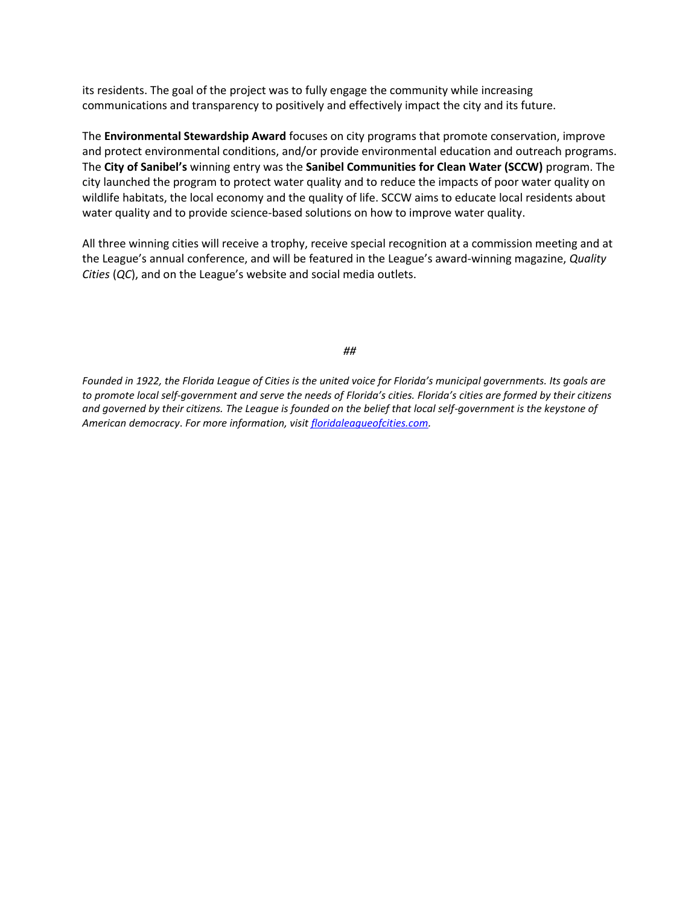its residents. The goal of the project was to fully engage the community while increasing communications and transparency to positively and effectively impact the city and its future.

The **Environmental Stewardship Award** focuses on city programs that promote conservation, improve and protect environmental conditions, and/or provide environmental education and outreach programs. The **City of Sanibel's** winning entry was the **Sanibel Communities for Clean Water (SCCW)** program. The city launched the program to protect water quality and to reduce the impacts of poor water quality on wildlife habitats, the local economy and the quality of life. SCCW aims to educate local residents about water quality and to provide science-based solutions on how to improve water quality.

All three winning cities will receive a trophy, receive special recognition at a commission meeting and at the League's annual conference, and will be featured in the League's award-winning magazine, *Quality Cities* (*QC*), and on the League's website and social media outlets.

*##*

*Founded in 1922, the Florida League of Cities is the united voice for Florida's municipal governments. Its goals are to promote local self-government and serve the needs of Florida's cities. Florida's cities are formed by their citizens and governed by their citizens. The League is founded on the belief that local self-government is the keystone of American democracy. For more information, visit [floridaleagueofcities.com](floridaleagueofcities.com).*